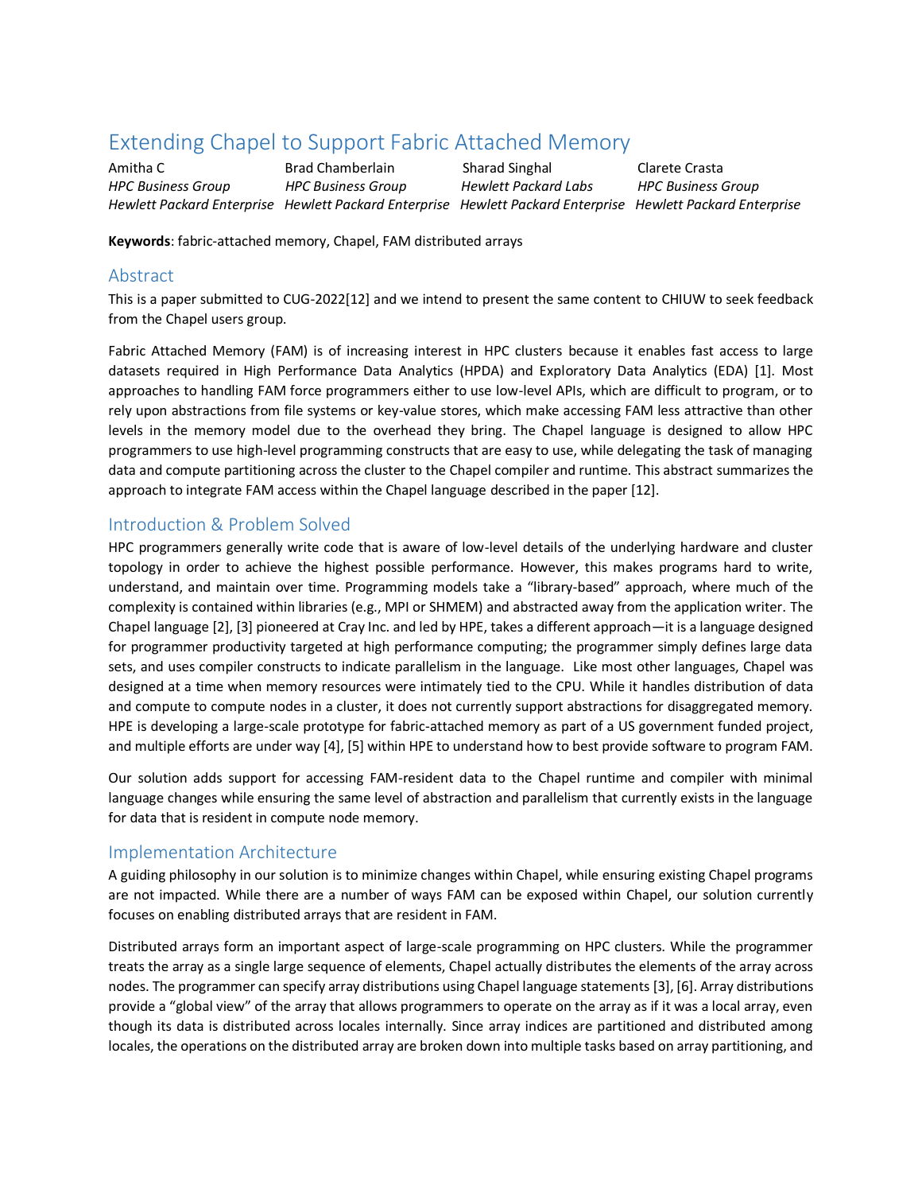# Extending Chapel to Support Fabric Attached Memory

Amitha C
*HPC Business Group*
*Hewlett Packard Enterprise*

Brad Chamberlain
*HPC Business Group*
*Hewlett Packard Enterprise*

Sharad Singhal
*Hewlett Packard Labs*
*Hewlett Packard Enterprise*

Clarete Crasta
*HPC Business Group*
*Hewlett Packard Enterprise*

**Keywords**: fabric-attached memory, Chapel, FAM distributed arrays

## Abstract

This is a paper submitted to CUG-2022[12] and we intend to present the same content to CHIUW to seek feedback from the Chapel users group.

Fabric Attached Memory (FAM) is of increasing interest in HPC clusters because it enables fast access to large datasets required in High Performance Data Analytics (HPDA) and Exploratory Data Analytics (EDA) [1]. Most approaches to handling FAM force programmers either to use low-level APIs, which are difficult to program, or to rely upon abstractions from file systems or key-value stores, which make accessing FAM less attractive than other levels in the memory model due to the overhead they bring. The Chapel language is designed to allow HPC programmers to use high-level programming constructs that are easy to use, while delegating the task of managing data and compute partitioning across the cluster to the Chapel compiler and runtime. This abstract summarizes the approach to integrate FAM access within the Chapel language described in the paper [12].

## Introduction & Problem Solved

HPC programmers generally write code that is aware of low-level details of the underlying hardware and cluster topology in order to achieve the highest possible performance. However, this makes programs hard to write, understand, and maintain over time. Programming models take a "library-based" approach, where much of the complexity is contained within libraries (e.g., MPI or SHMEM) and abstracted away from the application writer. The Chapel language [2], [3] pioneered at Cray Inc. and led by HPE, takes a different approach—it is a language designed for programmer productivity targeted at high performance computing; the programmer simply defines large data sets, and uses compiler constructs to indicate parallelism in the language. Like most other languages, Chapel was designed at a time when memory resources were intimately tied to the CPU. While it handles distribution of data and compute to compute nodes in a cluster, it does not currently support abstractions for disaggregated memory. HPE is developing a large-scale prototype for fabric-attached memory as part of a US government funded project, and multiple efforts are under way [4], [5] within HPE to understand how to best provide software to program FAM.

Our solution adds support for accessing FAM-resident data to the Chapel runtime and compiler with minimal language changes while ensuring the same level of abstraction and parallelism that currently exists in the language for data that is resident in compute node memory.

## Implementation Architecture

A guiding philosophy in our solution is to minimize changes within Chapel, while ensuring existing Chapel programs are not impacted. While there are a number of ways FAM can be exposed within Chapel, our solution currently focuses on enabling distributed arrays that are resident in FAM.

Distributed arrays form an important aspect of large-scale programming on HPC clusters. While the programmer treats the array as a single large sequence of elements, Chapel actually distributes the elements of the array across nodes. The programmer can specify array distributions using Chapel language statements [3], [6]. Array distributions provide a "global view" of the array that allows programmers to operate on the array as if it was a local array, even though its data is distributed across locales internally. Since array indices are partitioned and distributed among locales, the operations on the distributed array are broken down into multiple tasks based on array partitioning, and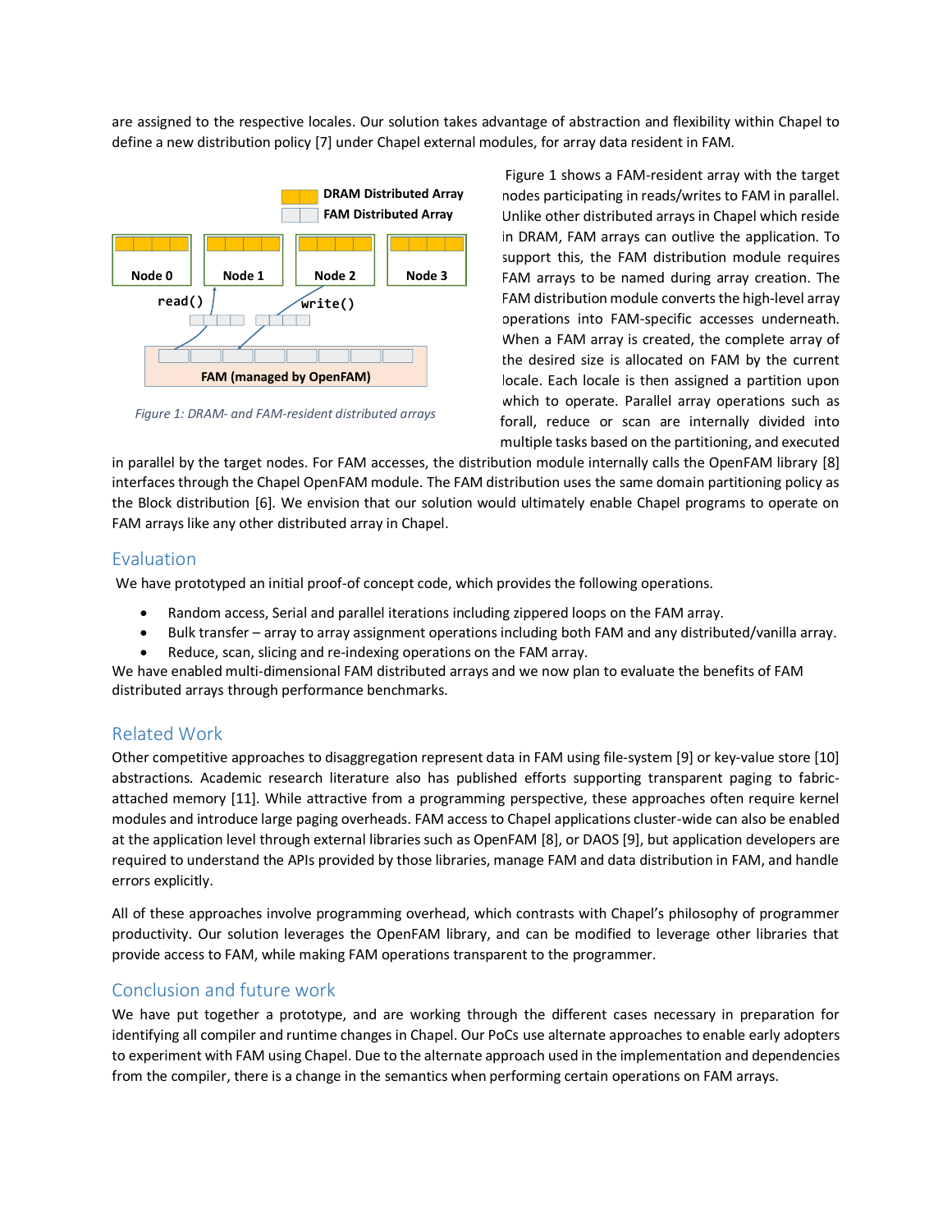are assigned to the respective locales. Our solution takes advantage of abstraction and flexibility within Chapel to define a new distribution policy [7] under Chapel external modules, for array data resident in FAM.

*Figure 1: DRAM- and FAM-resident distributed arrays*

Figure 1 shows a FAM-resident array with the target nodes participating in reads/writes to FAM in parallel. Unlike other distributed arrays in Chapel which reside in DRAM, FAM arrays can outlive the application. To support this, the FAM distribution module requires FAM arrays to be named during array creation. The FAM distribution module converts the high-level array operations into FAM-specific accesses underneath. When a FAM array is created, the complete array of the desired size is allocated on FAM by the current locale. Each locale is then assigned a partition upon which to operate. Parallel array operations such as forall, reduce or scan are internally divided into multiple tasks based on the partitioning, and executed in parallel by the target nodes. For FAM accesses, the distribution module internally calls the OpenFAM library [8] interfaces through the Chapel OpenFAM module. The FAM distribution uses the same domain partitioning policy as the Block distribution [6]. We envision that our solution would ultimately enable Chapel programs to operate on FAM arrays like any other distributed array in Chapel.

## Evaluation

We have prototyped an initial proof-of concept code, which provides the following operations.

- Random access, Serial and parallel iterations including zippered loops on the FAM array.
- Bulk transfer – array to array assignment operations including both FAM and any distributed/vanilla array.
- Reduce, scan, slicing and re-indexing operations on the FAM array.

We have enabled multi-dimensional FAM distributed arrays and we now plan to evaluate the benefits of FAM distributed arrays through performance benchmarks.

## Related Work

Other competitive approaches to disaggregation represent data in FAM using file-system [9] or key-value store [10] abstractions. Academic research literature also has published efforts supporting transparent paging to fabric-attached memory [11]. While attractive from a programming perspective, these approaches often require kernel modules and introduce large paging overheads. FAM access to Chapel applications cluster-wide can also be enabled at the application level through external libraries such as OpenFAM [8], or DAOS [9], but application developers are required to understand the APIs provided by those libraries, manage FAM and data distribution in FAM, and handle errors explicitly.

All of these approaches involve programming overhead, which contrasts with Chapel's philosophy of programmer productivity. Our solution leverages the OpenFAM library, and can be modified to leverage other libraries that provide access to FAM, while making FAM operations transparent to the programmer.

## Conclusion and future work

We have put together a prototype, and are working through the different cases necessary in preparation for identifying all compiler and runtime changes in Chapel. Our PoCs use alternate approaches to enable early adopters to experiment with FAM using Chapel. Due to the alternate approach used in the implementation and dependencies from the compiler, there is a change in the semantics when performing certain operations on FAM arrays.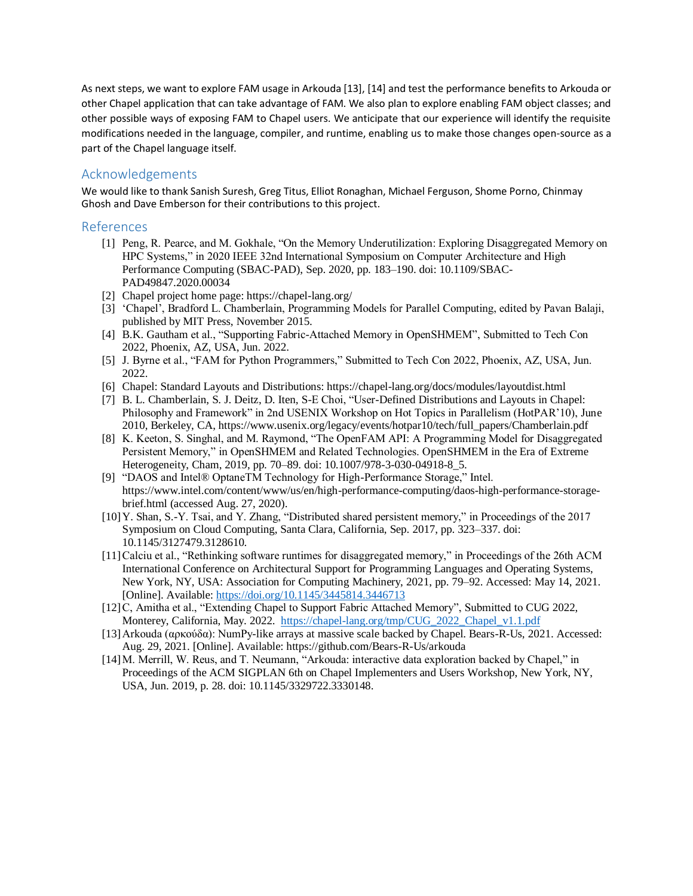As next steps, we want to explore FAM usage in Arkouda [13], [14] and test the performance benefits to Arkouda or other Chapel application that can take advantage of FAM. We also plan to explore enabling FAM object classes; and other possible ways of exposing FAM to Chapel users. We anticipate that our experience will identify the requisite modifications needed in the language, compiler, and runtime, enabling us to make those changes open-source as a part of the Chapel language itself.

## Acknowledgements

We would like to thank Sanish Suresh, Greg Titus, Elliot Ronaghan, Michael Ferguson, Shome Porno, Chinmay Ghosh and Dave Emberson for their contributions to this project.

## References

[1] Peng, R. Pearce, and M. Gokhale, "On the Memory Underutilization: Exploring Disaggregated Memory on HPC Systems," in 2020 IEEE 32nd International Symposium on Computer Architecture and High Performance Computing (SBAC-PAD), Sep. 2020, pp. 183–190. doi: 10.1109/SBAC-PAD49847.2020.00034

[2] Chapel project home page: https://chapel-lang.org/

[3] 'Chapel', Bradford L. Chamberlain, Programming Models for Parallel Computing, edited by Pavan Balaji, published by MIT Press, November 2015.

[4] B.K. Gautham et al., "Supporting Fabric-Attached Memory in OpenSHMEM", Submitted to Tech Con 2022, Phoenix, AZ, USA, Jun. 2022.

[5] J. Byrne et al., "FAM for Python Programmers," Submitted to Tech Con 2022, Phoenix, AZ, USA, Jun. 2022.

[6] Chapel: Standard Layouts and Distributions: https://chapel-lang.org/docs/modules/layoutdist.html

[7] B. L. Chamberlain, S. J. Deitz, D. Iten, S-E Choi, "User-Defined Distributions and Layouts in Chapel: Philosophy and Framework" in 2nd USENIX Workshop on Hot Topics in Parallelism (HotPAR'10), June 2010, Berkeley, CA, https://www.usenix.org/legacy/events/hotpar10/tech/full_papers/Chamberlain.pdf

[8] K. Keeton, S. Singhal, and M. Raymond, "The OpenFAM API: A Programming Model for Disaggregated Persistent Memory," in OpenSHMEM and Related Technologies. OpenSHMEM in the Era of Extreme Heterogeneity, Cham, 2019, pp. 70–89. doi: 10.1007/978-3-030-04918-8_5.

[9] "DAOS and Intel® OptaneTM Technology for High-Performance Storage," Intel. https://www.intel.com/content/www/us/en/high-performance-computing/daos-high-performance-storage-brief.html (accessed Aug. 27, 2020).

[10] Y. Shan, S.-Y. Tsai, and Y. Zhang, "Distributed shared persistent memory," in Proceedings of the 2017 Symposium on Cloud Computing, Santa Clara, California, Sep. 2017, pp. 323–337. doi: 10.1145/3127479.3128610.

[11] Calciu et al., "Rethinking software runtimes for disaggregated memory," in Proceedings of the 26th ACM International Conference on Architectural Support for Programming Languages and Operating Systems, New York, NY, USA: Association for Computing Machinery, 2021, pp. 79–92. Accessed: May 14, 2021. [Online]. Available: https://doi.org/10.1145/3445814.3446713

[12] C, Amitha et al., "Extending Chapel to Support Fabric Attached Memory", Submitted to CUG 2022, Monterey, California, May. 2022. https://chapel-lang.org/tmp/CUG_2022_Chapel_v1.1.pdf

[13] Arkouda (αρκούδα): NumPy-like arrays at massive scale backed by Chapel. Bears-R-Us, 2021. Accessed: Aug. 29, 2021. [Online]. Available: https://github.com/Bears-R-Us/arkouda

[14] M. Merrill, W. Reus, and T. Neumann, "Arkouda: interactive data exploration backed by Chapel," in Proceedings of the ACM SIGPLAN 6th on Chapel Implementers and Users Workshop, New York, NY, USA, Jun. 2019, p. 28. doi: 10.1145/3329722.3330148.